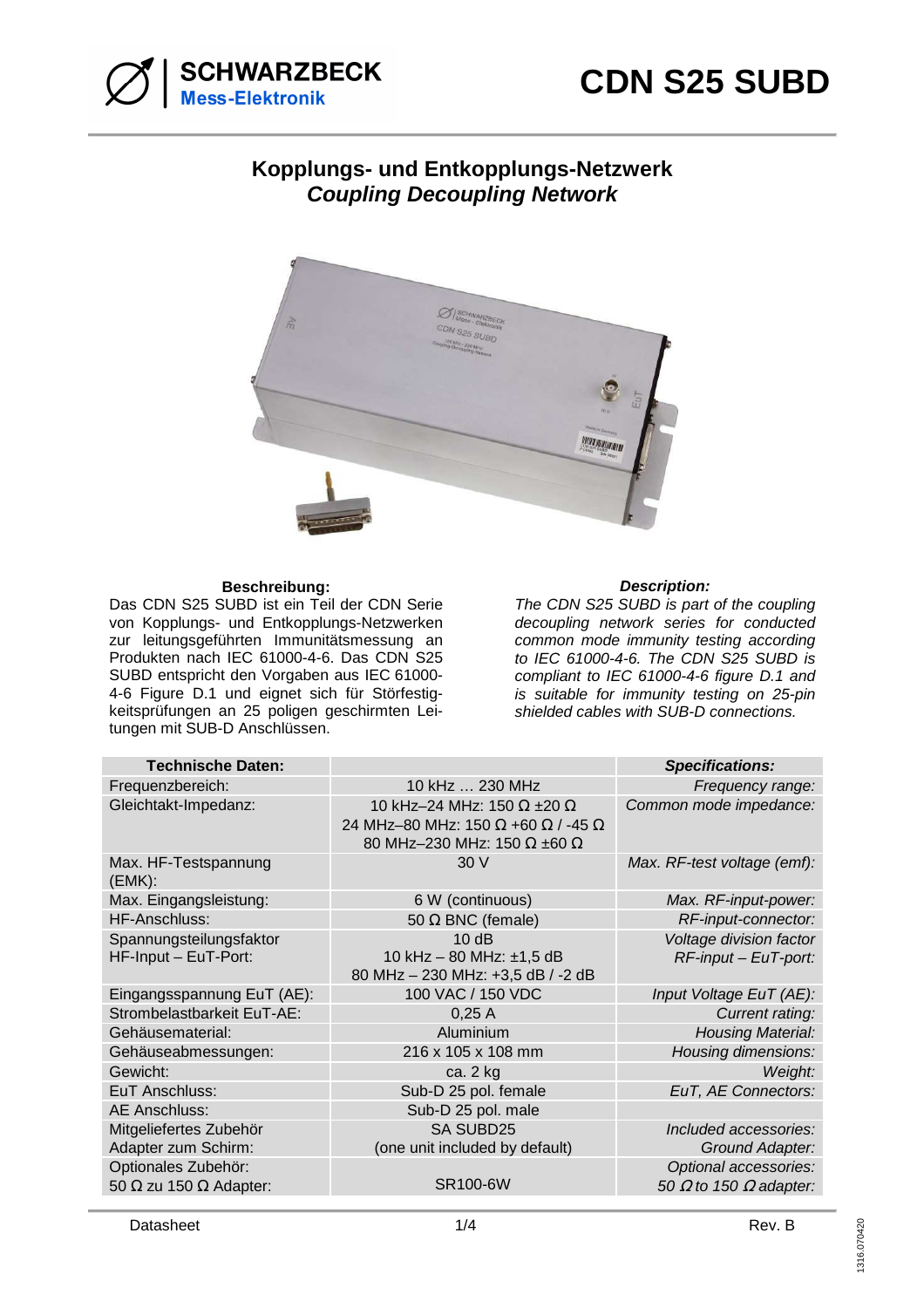# CDN S25 SUBD

## Kopplungs- und Entkopplungs-Netzwerk
## *Coupling Decoupling Network*

**Beschreibung:**

Das CDN S25 SUBD ist ein Teil der CDN Serie von Kopplungs- und Entkopplungs-Netzwerken zur leitungsgeführten Immunitätsmessung an Produkten nach IEC 61000-4-6. Das CDN S25 SUBD entspricht den Vorgaben aus IEC 61000-4-6 Figure D.1 und eignet sich für Störfestigkeitsprüfungen an 25 poligen geschirmten Leitungen mit SUB-D Anschlüssen.

***Description:***

*The CDN S25 SUBD is part of the coupling decoupling network series for conducted common mode immunity testing according to IEC 61000-4-6. The CDN S25 SUBD is compliant to IEC 61000-4-6 figure D.1 and is suitable for immunity testing on 25-pin shielded cables with SUB-D connections.*

| **Technische Daten:** | | ***Specifications:*** |
|---|---|---|
| Frequenzbereich: | 10 kHz … 230 MHz | *Frequency range:* |
| Gleichtakt-Impedanz: | 10 kHz–24 MHz: 150 Ω ±20 Ω<br>24 MHz–80 MHz: 150 Ω +60 Ω / -45 Ω<br>80 MHz–230 MHz: 150 Ω ±60 Ω | *Common mode impedance:* |
| Max. HF-Testspannung (EMK): | 30 V | *Max. RF-test voltage (emf):* |
| Max. Eingangsleistung: | 6 W (continuous) | *Max. RF-input-power:* |
| HF-Anschluss: | 50 Ω BNC (female) | *RF-input-connector:* |
| Spannungsteilungsfaktor HF-Input – EuT-Port: | 10 dB<br>10 kHz – 80 MHz: ±1,5 dB<br>80 MHz – 230 MHz: +3,5 dB / -2 dB | *Voltage division factor RF-input – EuT-port:* |
| Eingangsspannung EuT (AE): | 100 VAC / 150 VDC | *Input Voltage EuT (AE):* |
| Strombelastbarkeit EuT-AE: | 0,25 A | *Current rating:* |
| Gehäusematerial: | Aluminium | *Housing Material:* |
| Gehäuseabmessungen: | 216 x 105 x 108 mm | *Housing dimensions:* |
| Gewicht: | ca. 2 kg | *Weight:* |
| EuT Anschluss: | Sub-D 25 pol. female | *EuT, AE Connectors:* |
| AE Anschluss: | Sub-D 25 pol. male | |
| Mitgeliefertes Zubehör<br>Adapter zum Schirm: | SA SUBD25<br>(one unit included by default) | *Included accessories:*<br>*Ground Adapter:* |
| Optionales Zubehör:<br>50 Ω zu 150 Ω Adapter: | SR100-6W | *Optional accessories:*<br>*50 Ω to 150 Ω adapter:* |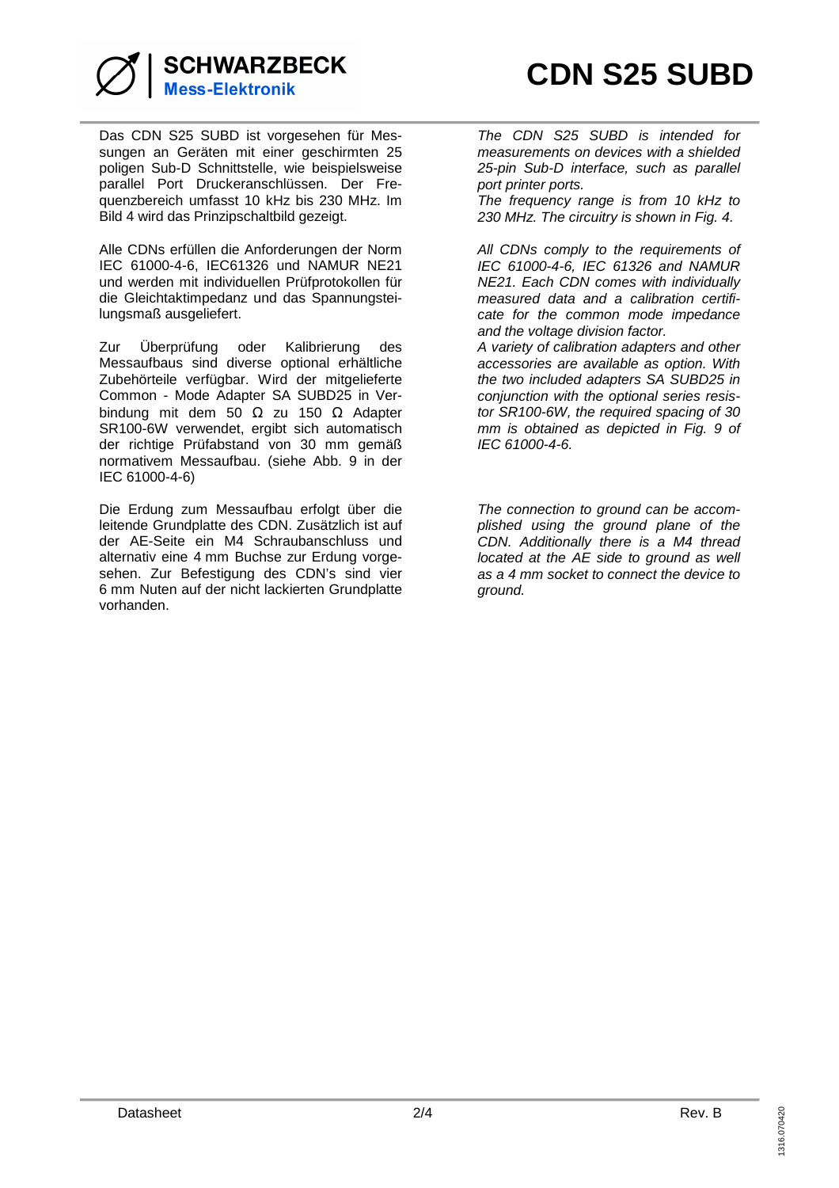Das CDN S25 SUBD ist vorgesehen für Messungen an Geräten mit einer geschirmten 25 poligen Sub-D Schnittstelle, wie beispielsweise parallel Port Druckeranschlüssen. Der Frequenzbereich umfasst 10 kHz bis 230 MHz. Im Bild 4 wird das Prinzipschaltbild gezeigt.

*The CDN S25 SUBD is intended for measurements on devices with a shielded 25-pin Sub-D interface, such as parallel port printer ports.*
*The frequency range is from 10 kHz to 230 MHz. The circuitry is shown in Fig. 4.*

Alle CDNs erfüllen die Anforderungen der Norm IEC 61000-4-6, IEC61326 und NAMUR NE21 und werden mit individuellen Prüfprotokollen für die Gleichtaktimpedanz und das Spannungsteilungsmaß ausgeliefert.

*All CDNs comply to the requirements of IEC 61000-4-6, IEC 61326 and NAMUR NE21. Each CDN comes with individually measured data and a calibration certificate for the common mode impedance and the voltage division factor.*

Zur Überprüfung oder Kalibrierung des Messaufbaus sind diverse optional erhältliche Zubehörteile verfügbar. Wird der mitgelieferte Common - Mode Adapter SA SUBD25 in Verbindung mit dem 50 Ω zu 150 Ω Adapter SR100-6W verwendet, ergibt sich automatisch der richtige Prüfabstand von 30 mm gemäß normativem Messaufbau. (siehe Abb. 9 in der IEC 61000-4-6)

*A variety of calibration adapters and other accessories are available as option. With the two included adapters SA SUBD25 in conjunction with the optional series resistor SR100-6W, the required spacing of 30 mm is obtained as depicted in Fig. 9 of IEC 61000-4-6.*

Die Erdung zum Messaufbau erfolgt über die leitende Grundplatte des CDN. Zusätzlich ist auf der AE-Seite ein M4 Schraubanschluss und alternativ eine 4 mm Buchse zur Erdung vorgesehen. Zur Befestigung des CDN's sind vier 6 mm Nuten auf der nicht lackierten Grundplatte vorhanden.

*The connection to ground can be accomplished using the ground plane of the CDN. Additionally there is a M4 thread located at the AE side to ground as well as a 4 mm socket to connect the device to ground.*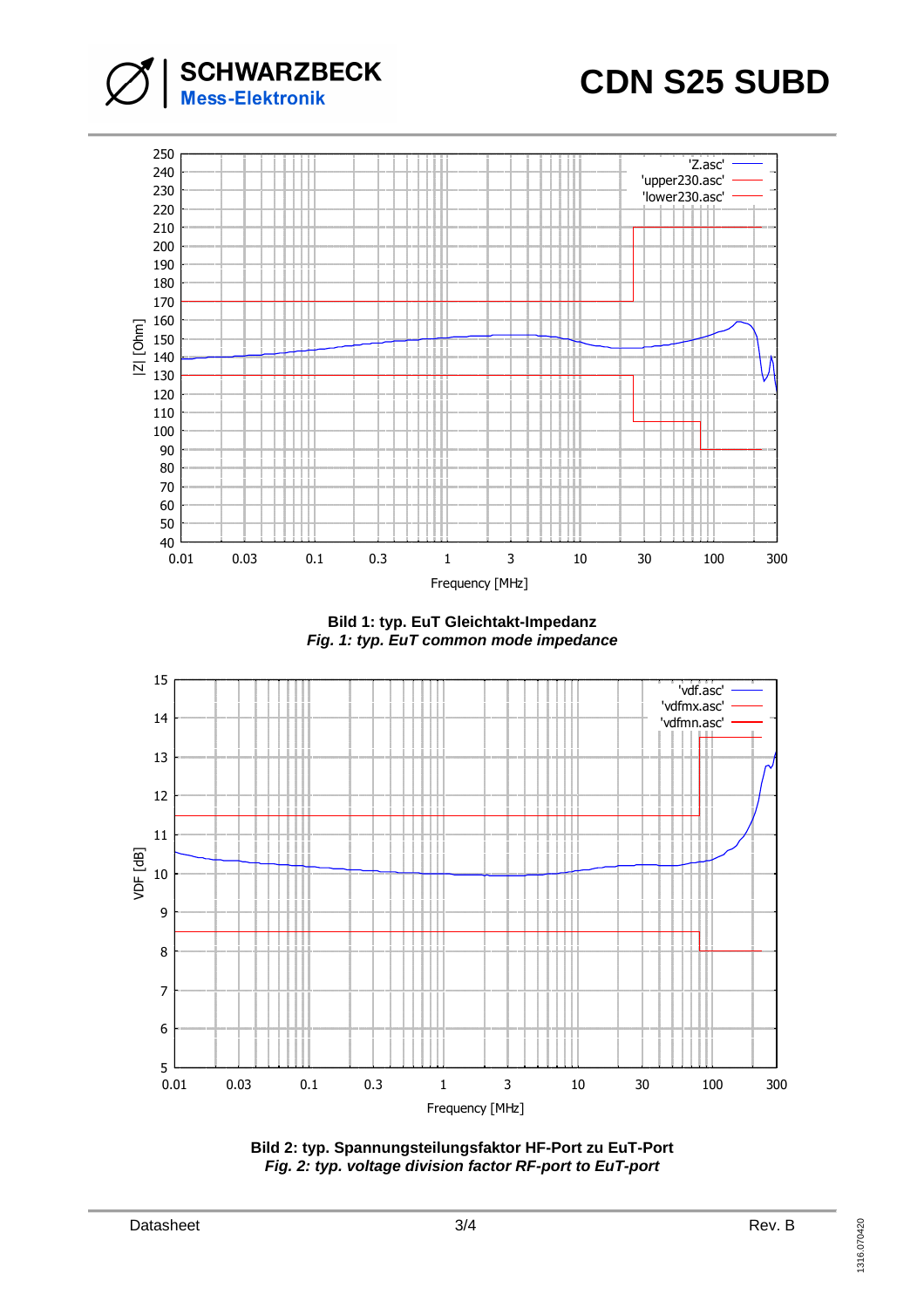**Bild 1: typ. EuT Gleichtakt-Impedanz**
***Fig. 1: typ. EuT common mode impedance***

**Bild 2: typ. Spannungsteilungsfaktor HF-Port zu EuT-Port**
***Fig. 2: typ. voltage division factor RF-port to EuT-port***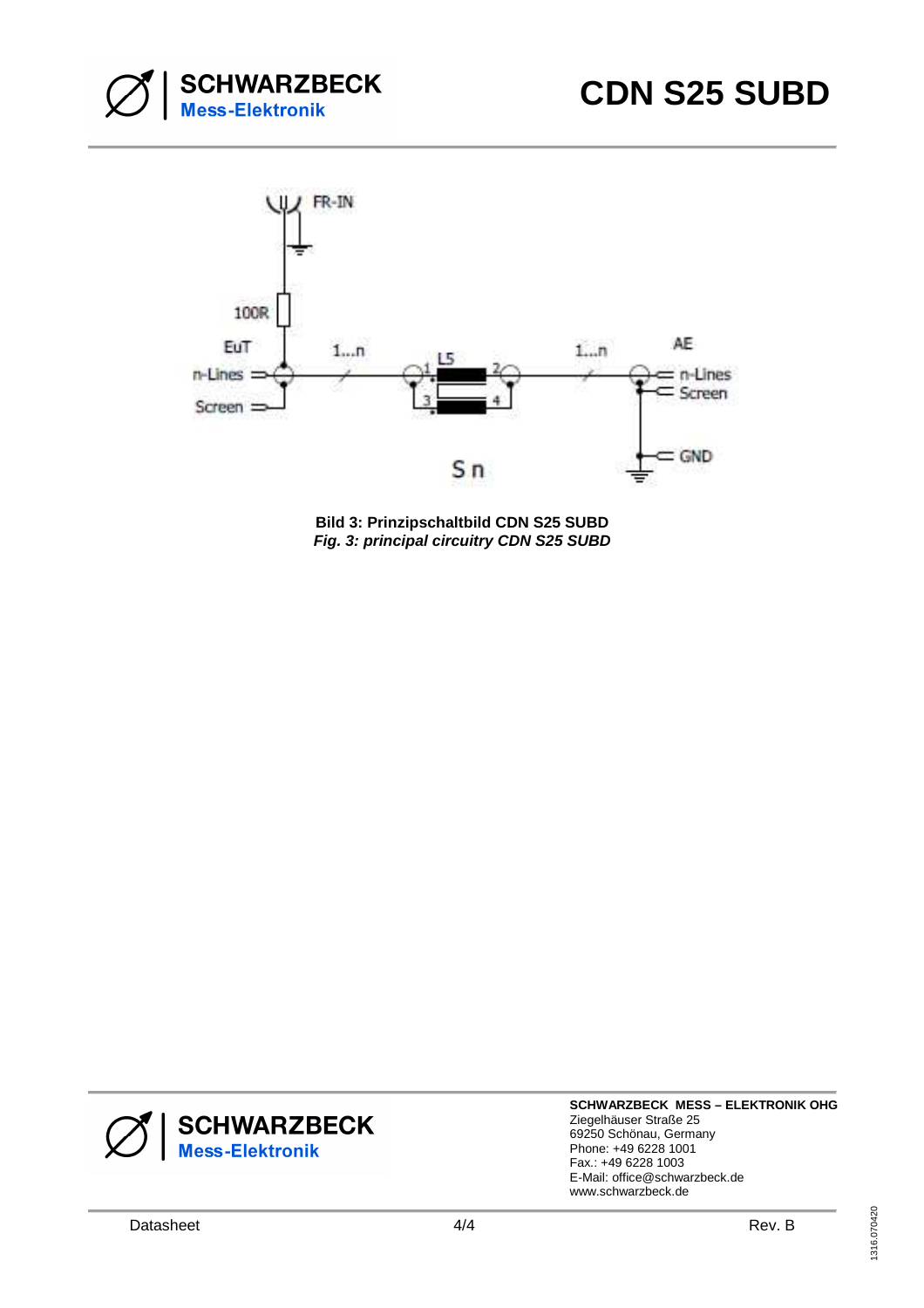FR-IN

100R

EuT

n-Lines

Screen

1...n

L5

1...n

AE

n-Lines

Screen

GND

S n

**Bild 3: Prinzipschaltbild CDN S25 SUBD**
***Fig. 3: principal circuitry CDN S25 SUBD***

**SCHWARZBECK MESS – ELEKTRONIK OHG**
Ziegelhäuser Straße 25
69250 Schönau, Germany
Phone: +49 6228 1001
Fax.: +49 6228 1003
E-Mail: office@schwarzbeck.de
www.schwarzbeck.de